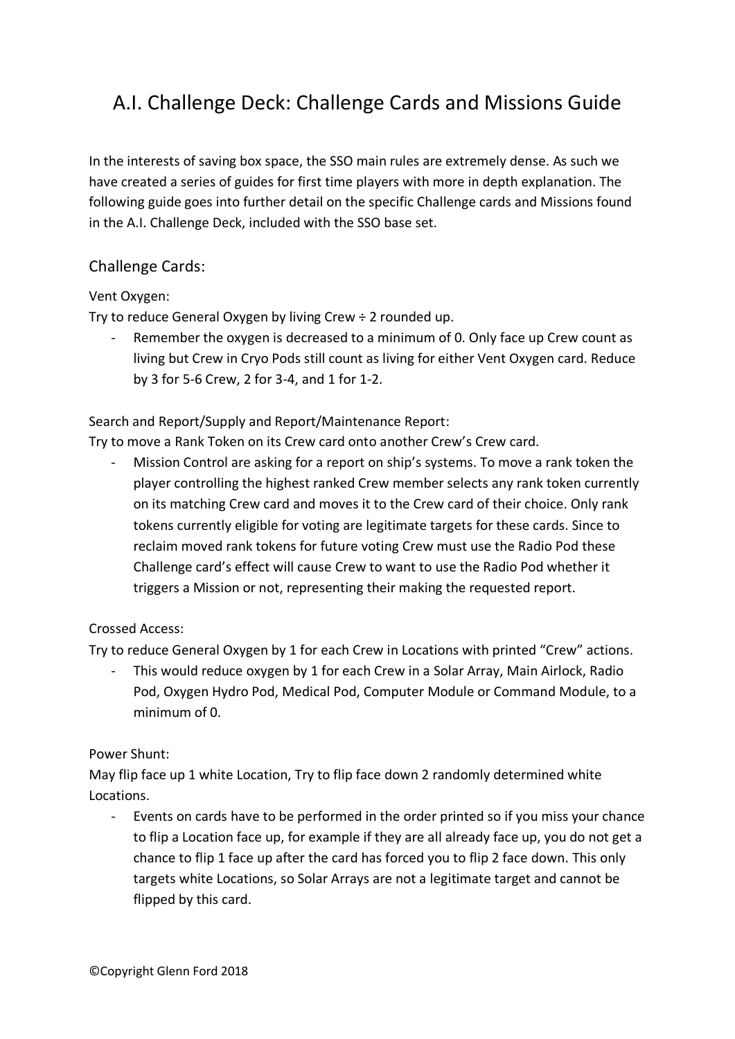# A.I. Challenge Deck: Challenge Cards and Missions Guide

In the interests of saving box space, the SSO main rules are extremely dense. As such we have created a series of guides for first time players with more in depth explanation. The following guide goes into further detail on the specific Challenge cards and Missions found in the A.I. Challenge Deck, included with the SSO base set.

## Challenge Cards:

Vent Oxygen:

Try to reduce General Oxygen by living Crew ÷ 2 rounded up.

- Remember the oxygen is decreased to a minimum of 0. Only face up Crew count as living but Crew in Cryo Pods still count as living for either Vent Oxygen card. Reduce by 3 for 5-6 Crew, 2 for 3-4, and 1 for 1-2.

Search and Report/Supply and Report/Maintenance Report:

Try to move a Rank Token on its Crew card onto another Crew's Crew card.

- Mission Control are asking for a report on ship's systems. To move a rank token the player controlling the highest ranked Crew member selects any rank token currently on its matching Crew card and moves it to the Crew card of their choice. Only rank tokens currently eligible for voting are legitimate targets for these cards. Since to reclaim moved rank tokens for future voting Crew must use the Radio Pod these Challenge card's effect will cause Crew to want to use the Radio Pod whether it triggers a Mission or not, representing their making the requested report.

Crossed Access:

Try to reduce General Oxygen by 1 for each Crew in Locations with printed "Crew" actions.

- This would reduce oxygen by 1 for each Crew in a Solar Array, Main Airlock, Radio Pod, Oxygen Hydro Pod, Medical Pod, Computer Module or Command Module, to a minimum of 0.

Power Shunt:

May flip face up 1 white Location, Try to flip face down 2 randomly determined white Locations.

- Events on cards have to be performed in the order printed so if you miss your chance to flip a Location face up, for example if they are all already face up, you do not get a chance to flip 1 face up after the card has forced you to flip 2 face down. This only targets white Locations, so Solar Arrays are not a legitimate target and cannot be flipped by this card.

©Copyright Glenn Ford 2018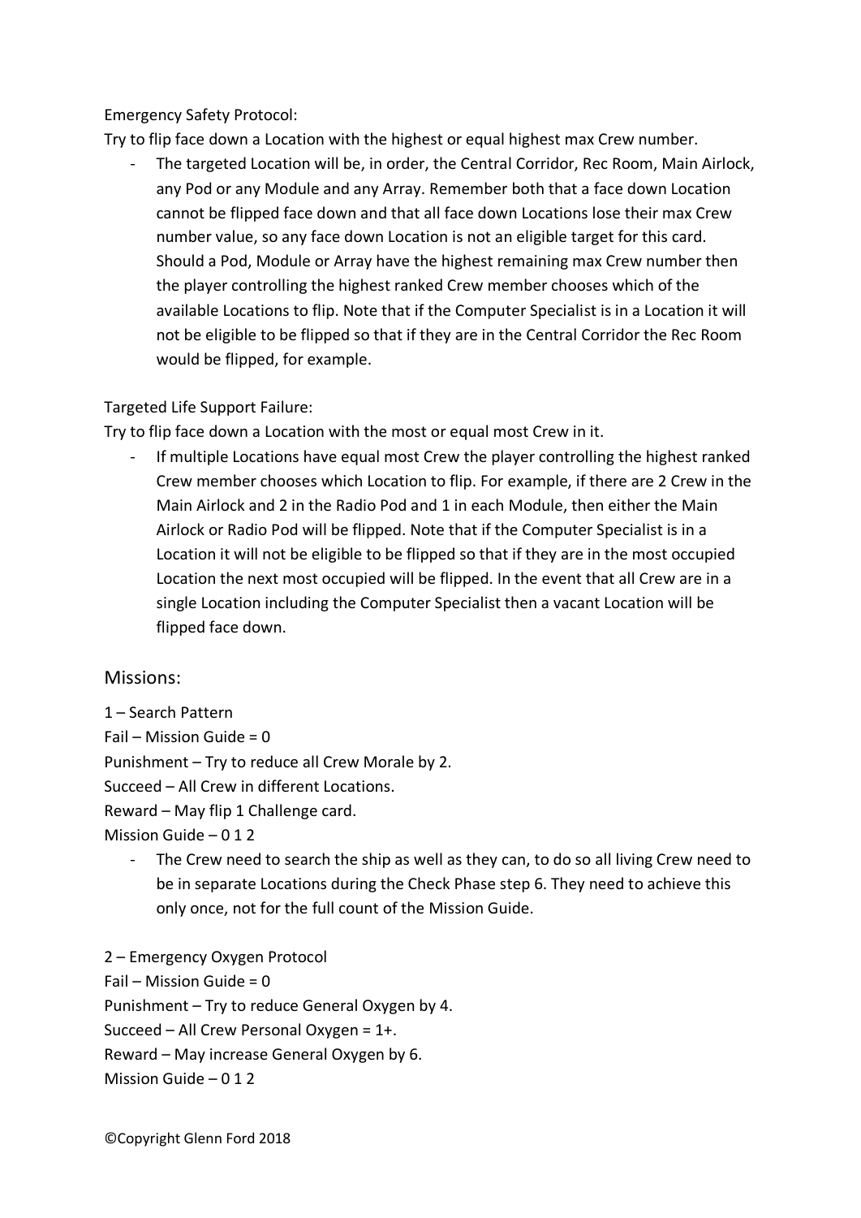Emergency Safety Protocol:

Try to flip face down a Location with the highest or equal highest max Crew number.

- The targeted Location will be, in order, the Central Corridor, Rec Room, Main Airlock, any Pod or any Module and any Array. Remember both that a face down Location cannot be flipped face down and that all face down Locations lose their max Crew number value, so any face down Location is not an eligible target for this card. Should a Pod, Module or Array have the highest remaining max Crew number then the player controlling the highest ranked Crew member chooses which of the available Locations to flip. Note that if the Computer Specialist is in a Location it will not be eligible to be flipped so that if they are in the Central Corridor the Rec Room would be flipped, for example.

Targeted Life Support Failure:

Try to flip face down a Location with the most or equal most Crew in it.

- If multiple Locations have equal most Crew the player controlling the highest ranked Crew member chooses which Location to flip. For example, if there are 2 Crew in the Main Airlock and 2 in the Radio Pod and 1 in each Module, then either the Main Airlock or Radio Pod will be flipped. Note that if the Computer Specialist is in a Location it will not be eligible to be flipped so that if they are in the most occupied Location the next most occupied will be flipped. In the event that all Crew are in a single Location including the Computer Specialist then a vacant Location will be flipped face down.

## Missions:

1 – Search Pattern

Fail – Mission Guide = 0

Punishment – Try to reduce all Crew Morale by 2.

Succeed – All Crew in different Locations.

Reward – May flip 1 Challenge card.

Mission Guide – 0 1 2

- The Crew need to search the ship as well as they can, to do so all living Crew need to be in separate Locations during the Check Phase step 6. They need to achieve this only once, not for the full count of the Mission Guide.

2 – Emergency Oxygen Protocol

Fail – Mission Guide = 0

Punishment – Try to reduce General Oxygen by 4.

Succeed – All Crew Personal Oxygen = 1+.

Reward – May increase General Oxygen by 6.

Mission Guide – 0 1 2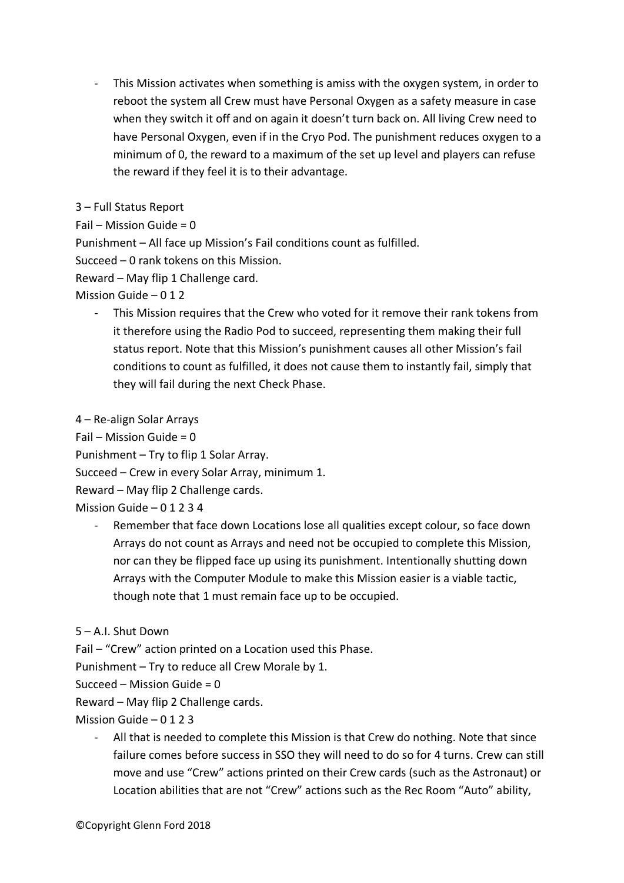- This Mission activates when something is amiss with the oxygen system, in order to reboot the system all Crew must have Personal Oxygen as a safety measure in case when they switch it off and on again it doesn't turn back on. All living Crew need to have Personal Oxygen, even if in the Cryo Pod. The punishment reduces oxygen to a minimum of 0, the reward to a maximum of the set up level and players can refuse the reward if they feel it is to their advantage.

3 – Full Status Report

Fail – Mission Guide = 0

Punishment – All face up Mission's Fail conditions count as fulfilled.

Succeed – 0 rank tokens on this Mission.

Reward – May flip 1 Challenge card.

Mission Guide – 0 1 2

- This Mission requires that the Crew who voted for it remove their rank tokens from it therefore using the Radio Pod to succeed, representing them making their full status report. Note that this Mission's punishment causes all other Mission's fail conditions to count as fulfilled, it does not cause them to instantly fail, simply that they will fail during the next Check Phase.

4 – Re-align Solar Arrays

Fail – Mission Guide = 0

Punishment – Try to flip 1 Solar Array.

Succeed – Crew in every Solar Array, minimum 1.

Reward – May flip 2 Challenge cards.

Mission Guide – 0 1 2 3 4

- Remember that face down Locations lose all qualities except colour, so face down Arrays do not count as Arrays and need not be occupied to complete this Mission, nor can they be flipped face up using its punishment. Intentionally shutting down Arrays with the Computer Module to make this Mission easier is a viable tactic, though note that 1 must remain face up to be occupied.

5 – A.I. Shut Down

Fail – "Crew" action printed on a Location used this Phase.

Punishment – Try to reduce all Crew Morale by 1.

Succeed – Mission Guide = 0

Reward – May flip 2 Challenge cards.

Mission Guide – 0 1 2 3

- All that is needed to complete this Mission is that Crew do nothing. Note that since failure comes before success in SSO they will need to do so for 4 turns. Crew can still move and use "Crew" actions printed on their Crew cards (such as the Astronaut) or Location abilities that are not "Crew" actions such as the Rec Room "Auto" ability,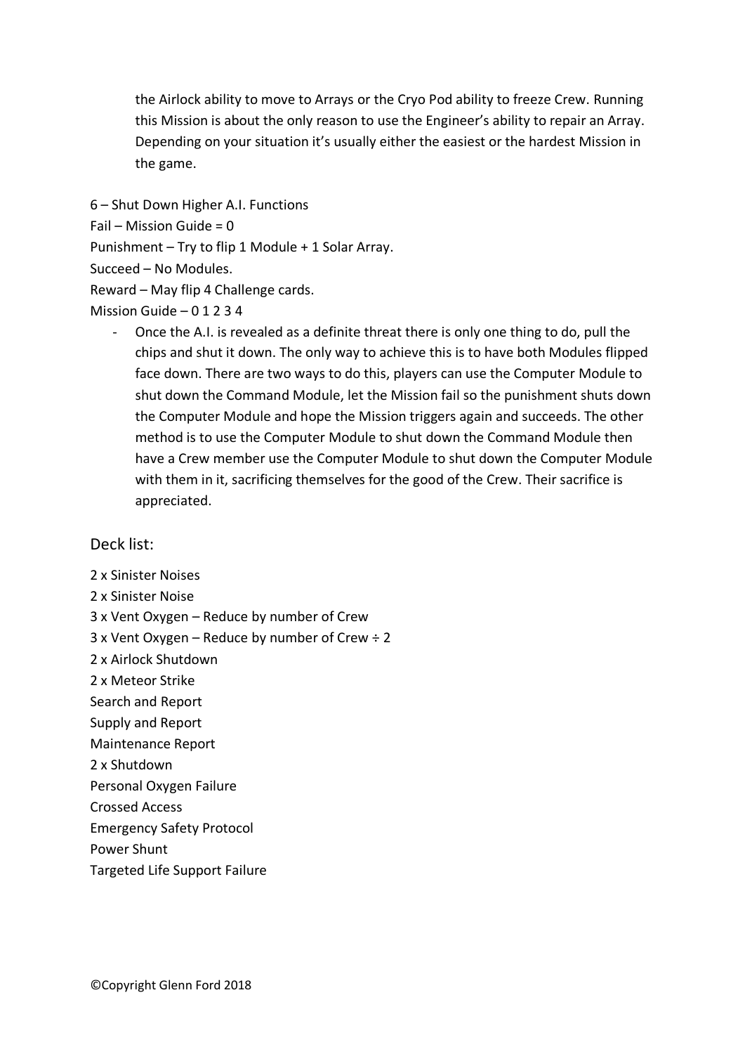the Airlock ability to move to Arrays or the Cryo Pod ability to freeze Crew. Running this Mission is about the only reason to use the Engineer's ability to repair an Array. Depending on your situation it's usually either the easiest or the hardest Mission in the game.

6 – Shut Down Higher A.I. Functions
Fail – Mission Guide = 0
Punishment – Try to flip 1 Module + 1 Solar Array.
Succeed – No Modules.
Reward – May flip 4 Challenge cards.
Mission Guide – 0 1 2 3 4

- Once the A.I. is revealed as a definite threat there is only one thing to do, pull the chips and shut it down. The only way to achieve this is to have both Modules flipped face down. There are two ways to do this, players can use the Computer Module to shut down the Command Module, let the Mission fail so the punishment shuts down the Computer Module and hope the Mission triggers again and succeeds. The other method is to use the Computer Module to shut down the Command Module then have a Crew member use the Computer Module to shut down the Computer Module with them in it, sacrificing themselves for the good of the Crew. Their sacrifice is appreciated.

## Deck list:

2 x Sinister Noises
2 x Sinister Noise
3 x Vent Oxygen – Reduce by number of Crew
3 x Vent Oxygen – Reduce by number of Crew ÷ 2
2 x Airlock Shutdown
2 x Meteor Strike
Search and Report
Supply and Report
Maintenance Report
2 x Shutdown
Personal Oxygen Failure
Crossed Access
Emergency Safety Protocol
Power Shunt
Targeted Life Support Failure

©Copyright Glenn Ford 2018